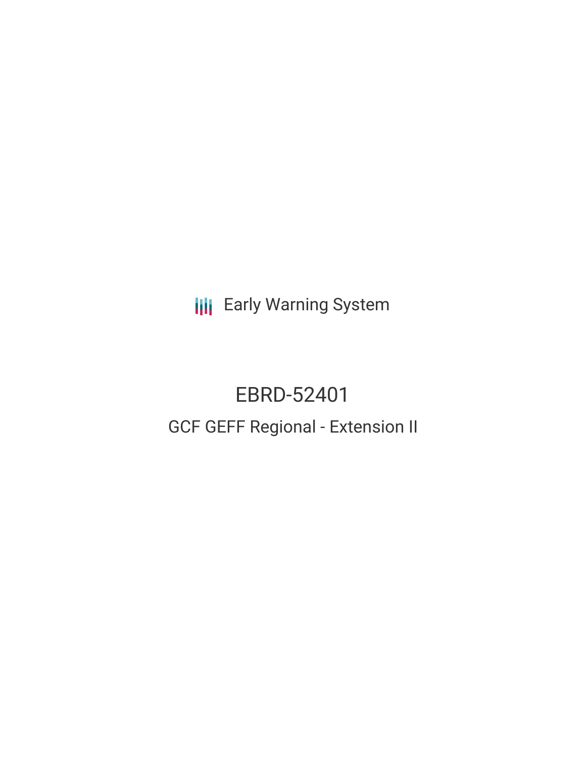Early Warning System

# EBRD-52401

## GCF GEFF Regional - Extension II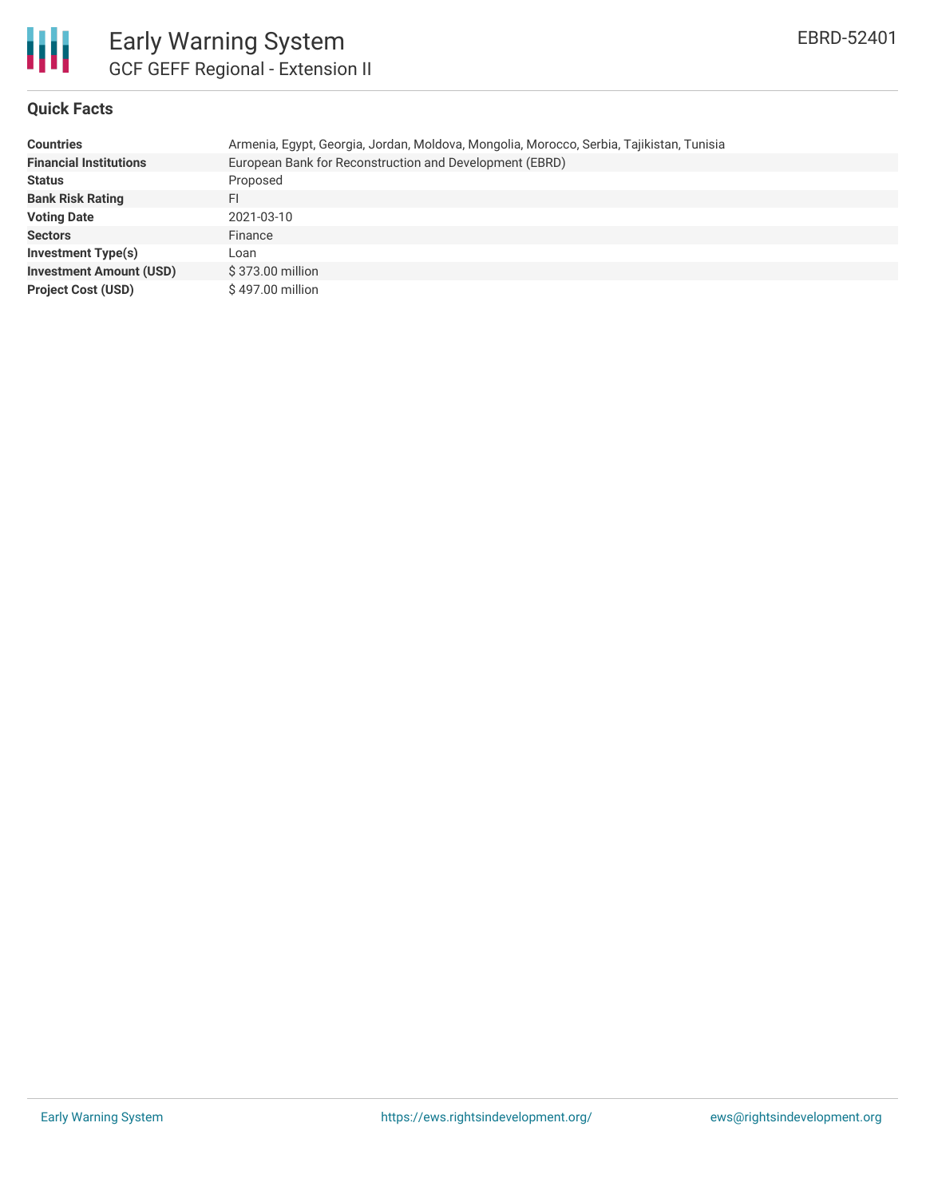# Early Warning System

## GCF GEFF Regional - Extension II

EBRD-52401

### Quick Facts

| | |
|---|---|
| **Countries** | Armenia, Egypt, Georgia, Jordan, Moldova, Mongolia, Morocco, Serbia, Tajikistan, Tunisia |
| **Financial Institutions** | European Bank for Reconstruction and Development (EBRD) |
| **Status** | Proposed |
| **Bank Risk Rating** | FI |
| **Voting Date** | 2021-03-10 |
| **Sectors** | Finance |
| **Investment Type(s)** | Loan |
| **Investment Amount (USD)** | $ 373.00 million |
| **Project Cost (USD)** | $ 497.00 million |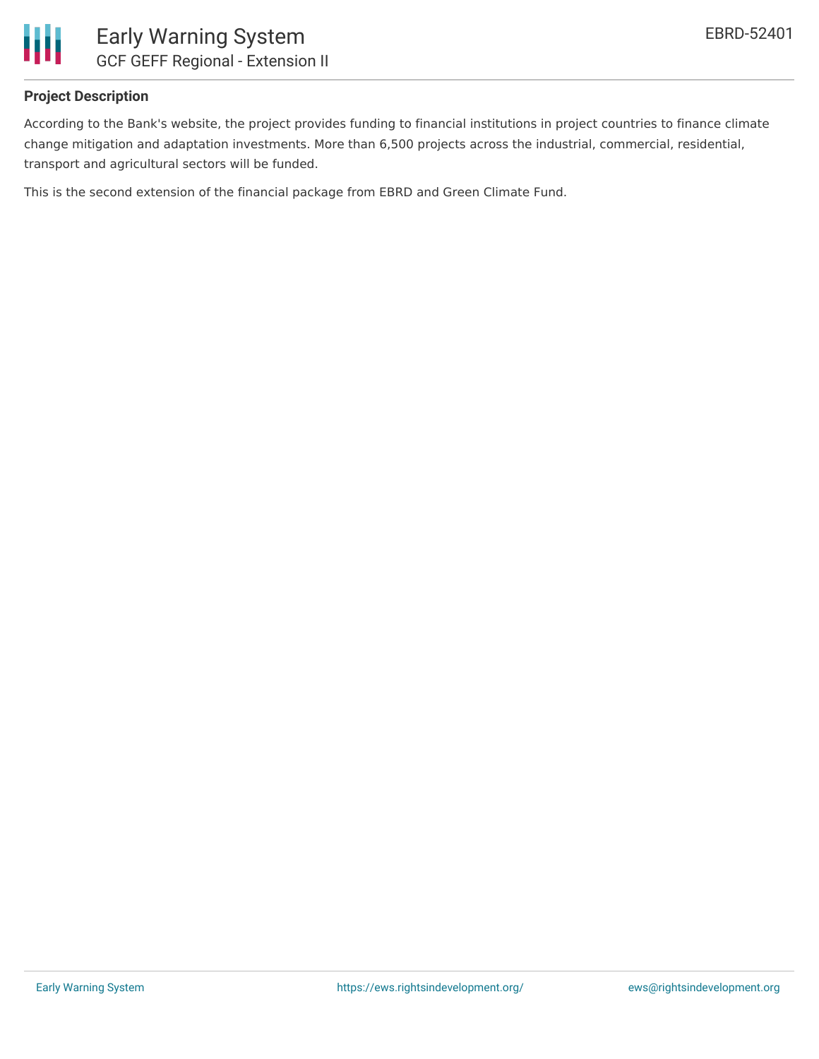## Project Description

According to the Bank's website, the project provides funding to financial institutions in project countries to finance climate change mitigation and adaptation investments. More than 6,500 projects across the industrial, commercial, residential, transport and agricultural sectors will be funded.

This is the second extension of the financial package from EBRD and Green Climate Fund.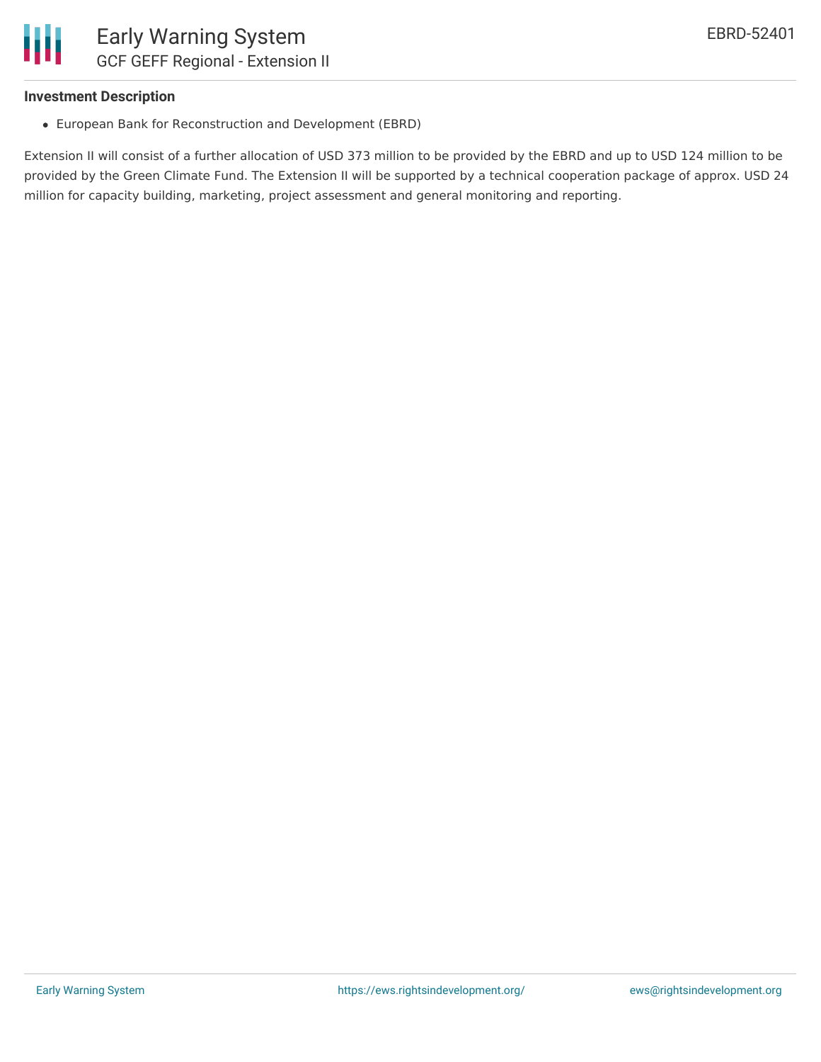### Investment Description

- European Bank for Reconstruction and Development (EBRD)

Extension II will consist of a further allocation of USD 373 million to be provided by the EBRD and up to USD 124 million to be provided by the Green Climate Fund. The Extension II will be supported by a technical cooperation package of approx. USD 24 million for capacity building, marketing, project assessment and general monitoring and reporting.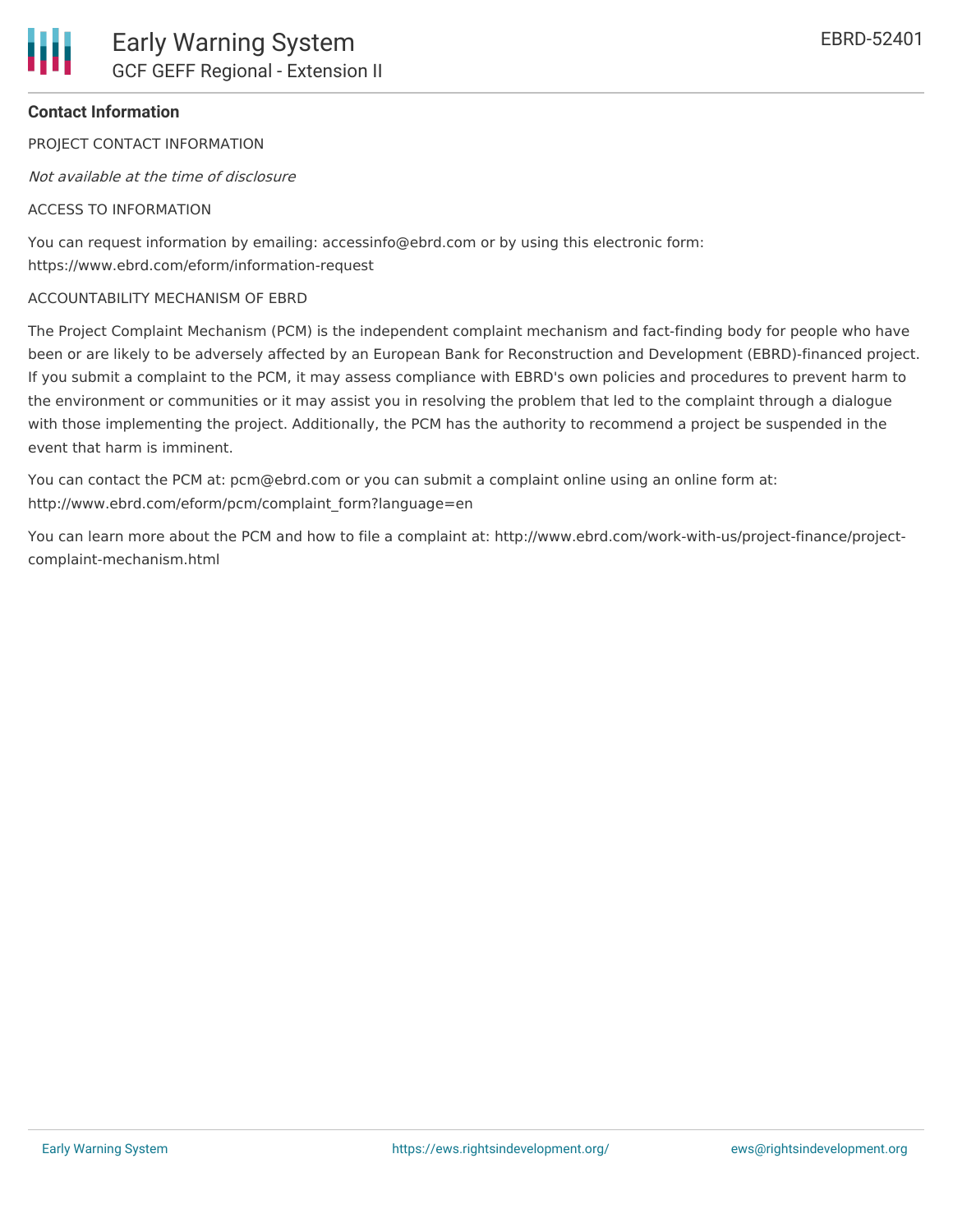**Contact Information**

PROJECT CONTACT INFORMATION

*Not available at the time of disclosure*

ACCESS TO INFORMATION

You can request information by emailing: accessinfo@ebrd.com or by using this electronic form: https://www.ebrd.com/eform/information-request

ACCOUNTABILITY MECHANISM OF EBRD

The Project Complaint Mechanism (PCM) is the independent complaint mechanism and fact-finding body for people who have been or are likely to be adversely affected by an European Bank for Reconstruction and Development (EBRD)-financed project. If you submit a complaint to the PCM, it may assess compliance with EBRD's own policies and procedures to prevent harm to the environment or communities or it may assist you in resolving the problem that led to the complaint through a dialogue with those implementing the project. Additionally, the PCM has the authority to recommend a project be suspended in the event that harm is imminent.

You can contact the PCM at: pcm@ebrd.com or you can submit a complaint online using an online form at: http://www.ebrd.com/eform/pcm/complaint_form?language=en

You can learn more about the PCM and how to file a complaint at: http://www.ebrd.com/work-with-us/project-finance/project-complaint-mechanism.html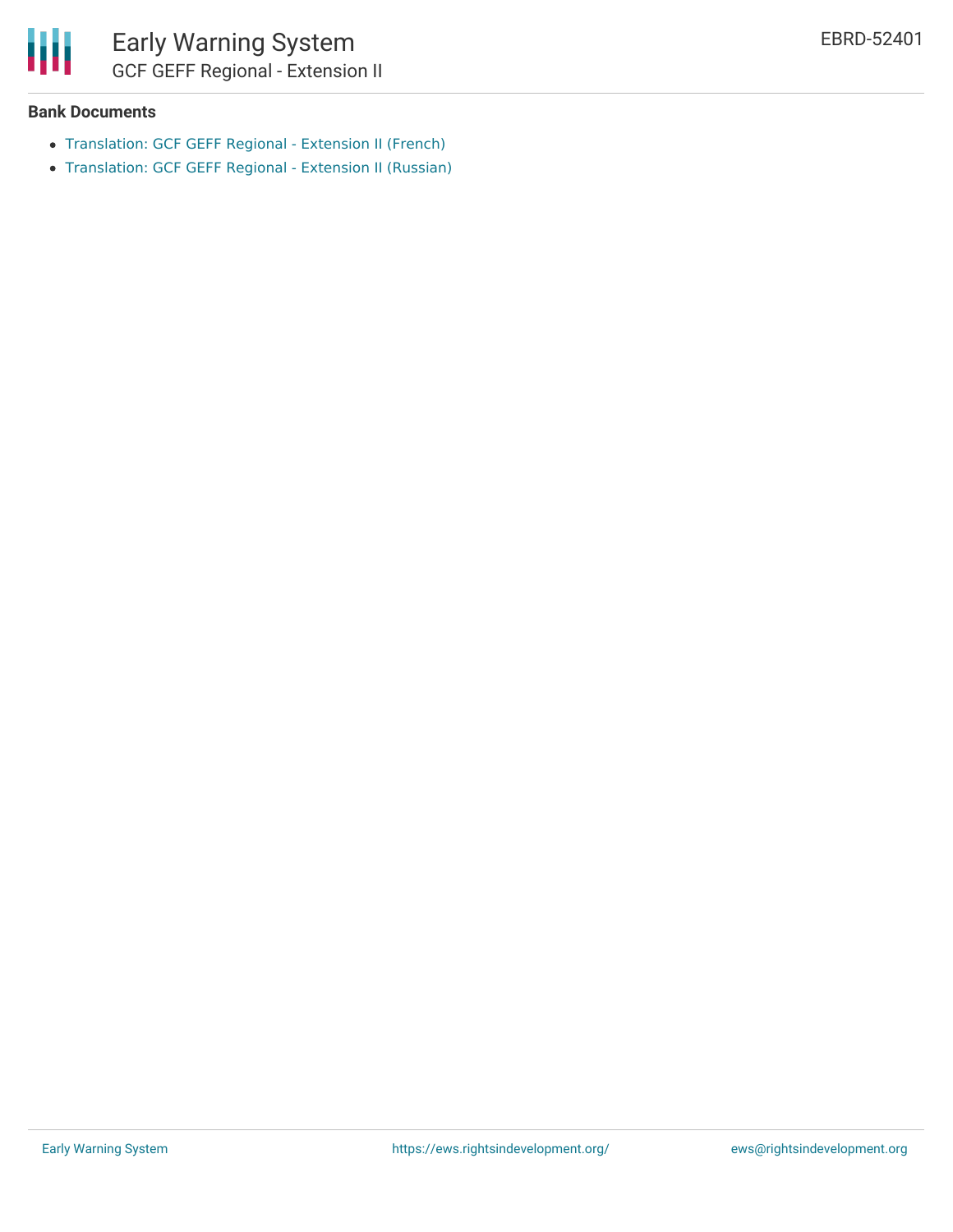**Bank Documents**

- Translation: GCF GEFF Regional - Extension II (French)
- Translation: GCF GEFF Regional - Extension II (Russian)